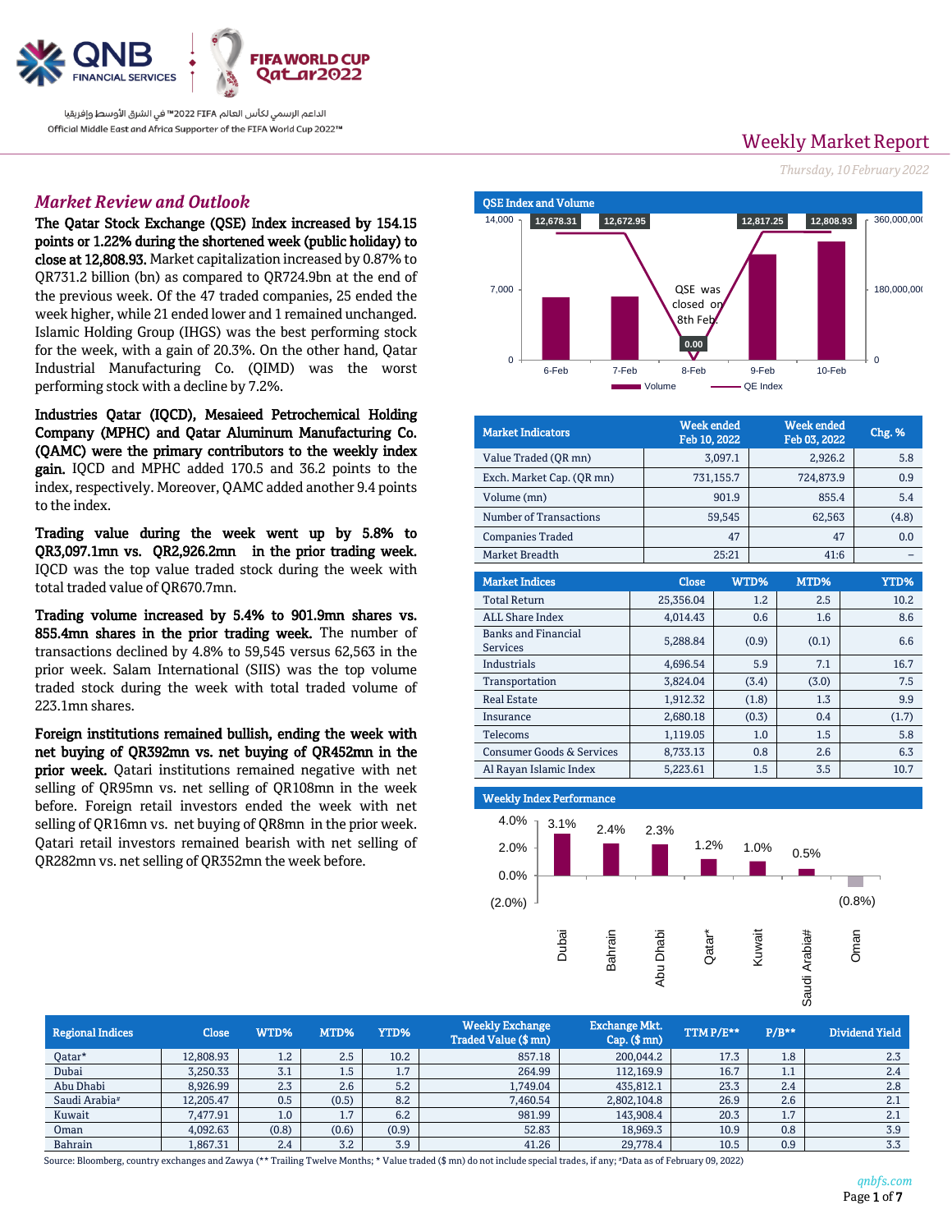QNB FINANCIAL SERVICES | FIFA WORLD CUP Qatar2022

الداعم الرسمي لكأس العالم FIFA 2022™ في الشرق الأوسط وإفريقيا
Official Middle East and Africa Supporter of the FIFA World Cup 2022™

# Weekly Market Report

*Thursday, 10 February 2022*

## *Market Review and Outlook*

**The Qatar Stock Exchange (QSE) Index increased by 154.15 points or 1.22% during the shortened week (public holiday) to close at 12,808.93.** Market capitalization increased by 0.87% to QR731.2 billion (bn) as compared to QR724.9bn at the end of the previous week. Of the 47 traded companies, 25 ended the week higher, while 21 ended lower and 1 remained unchanged. Islamic Holding Group (IHGS) was the best performing stock for the week, with a gain of 20.3%. On the other hand, Qatar Industrial Manufacturing Co. (QIMD) was the worst performing stock with a decline by 7.2%.

**Industries Qatar (IQCD), Mesaieed Petrochemical Holding Company (MPHC) and Qatar Aluminum Manufacturing Co. (QAMC) were the primary contributors to the weekly index gain.** IQCD and MPHC added 170.5 and 36.2 points to the index, respectively. Moreover, QAMC added another 9.4 points to the index.

**Trading value during the week went up by 5.8% to QR3,097.1mn vs. QR2,926.2mn in the prior trading week.** IQCD was the top value traded stock during the week with total traded value of QR670.7mn.

**Trading volume increased by 5.4% to 901.9mn shares vs. 855.4mn shares in the prior trading week.** The number of transactions declined by 4.8% to 59,545 versus 62,563 in the prior week. Salam International (SIIS) was the top volume traded stock during the week with total traded volume of 223.1mn shares.

**Foreign institutions remained bullish, ending the week with net buying of QR392mn vs. net buying of QR452mn in the prior week.** Qatari institutions remained negative with net selling of QR95mn vs. net selling of QR108mn in the week before. Foreign retail investors ended the week with net selling of QR16mn vs. net buying of QR8mn in the prior week. Qatari retail investors remained bearish with net selling of QR282mn vs. net selling of QR352mn the week before.

**QSE Index and Volume**

| Date | QE Index | Note |
|---|---|---|
| 6-Feb | 12,678.31 | |
| 7-Feb | 12,672.95 | |
| 8-Feb | 0.00 | QSE was closed on 8th Feb. |
| 9-Feb | 12,817.25 | |
| 10-Feb | 12,808.93 | |

| Market Indicators | Week ended Feb 10, 2022 | Week ended Feb 03, 2022 | Chg. % |
|---|---|---|---|
| Value Traded (QR mn) | 3,097.1 | 2,926.2 | 5.8 |
| Exch. Market Cap. (QR mn) | 731,155.7 | 724,873.9 | 0.9 |
| Volume (mn) | 901.9 | 855.4 | 5.4 |
| Number of Transactions | 59,545 | 62,563 | (4.8) |
| Companies Traded | 47 | 47 | 0.0 |
| Market Breadth | 25:21 | 41:6 | – |

| Market Indices | Close | WTD% | MTD% | YTD% |
|---|---|---|---|---|
| Total Return | 25,356.04 | 1.2 | 2.5 | 10.2 |
| ALL Share Index | 4,014.43 | 0.6 | 1.6 | 8.6 |
| Banks and Financial Services | 5,288.84 | (0.9) | (0.1) | 6.6 |
| Industrials | 4,696.54 | 5.9 | 7.1 | 16.7 |
| Transportation | 3,824.04 | (3.4) | (3.0) | 7.5 |
| Real Estate | 1,912.32 | (1.8) | 1.3 | 9.9 |
| Insurance | 2,680.18 | (0.3) | 0.4 | (1.7) |
| Telecoms | 1,119.05 | 1.0 | 1.5 | 5.8 |
| Consumer Goods & Services | 8,733.13 | 0.8 | 2.6 | 6.3 |
| Al Rayan Islamic Index | 5,223.61 | 1.5 | 3.5 | 10.7 |

**Weekly Index Performance**

| Market | Weekly % |
|---|---|
| Dubai | 3.1% |
| Bahrain | 2.4% |
| Abu Dhabi | 2.3% |
| Qatar* | 1.2% |
| Kuwait | 1.0% |
| Saudi Arabia# | 0.5% |
| Oman | (0.8%) |

| Regional Indices | Close | WTD% | MTD% | YTD% | Weekly Exchange Traded Value ($ mn) | Exchange Mkt. Cap. ($ mn) | TTM P/E** | P/B** | Dividend Yield |
|---|---|---|---|---|---|---|---|---|---|
| Qatar* | 12,808.93 | 1.2 | 2.5 | 10.2 | 857.18 | 200,044.2 | 17.3 | 1.8 | 2.3 |
| Dubai | 3,250.33 | 3.1 | 1.5 | 1.7 | 264.99 | 112,169.9 | 16.7 | 1.1 | 2.4 |
| Abu Dhabi | 8,926.99 | 2.3 | 2.6 | 5.2 | 1,749.04 | 435,812.1 | 23.3 | 2.4 | 2.8 |
| Saudi Arabia# | 12,205.47 | 0.5 | (0.5) | 8.2 | 7,460.54 | 2,802,104.8 | 26.9 | 2.6 | 2.1 |
| Kuwait | 7,477.91 | 1.0 | 1.7 | 6.2 | 981.99 | 143,908.4 | 20.3 | 1.7 | 2.1 |
| Oman | 4,092.63 | (0.8) | (0.6) | (0.9) | 52.83 | 18,969.3 | 10.9 | 0.8 | 3.9 |
| Bahrain | 1,867.31 | 2.4 | 3.2 | 3.9 | 41.26 | 29,778.4 | 10.5 | 0.9 | 3.3 |

Source: Bloomberg, country exchanges and Zawya (** Trailing Twelve Months; * Value traded ($ mn) do not include special trades, if any; #Data as of February 09, 2022)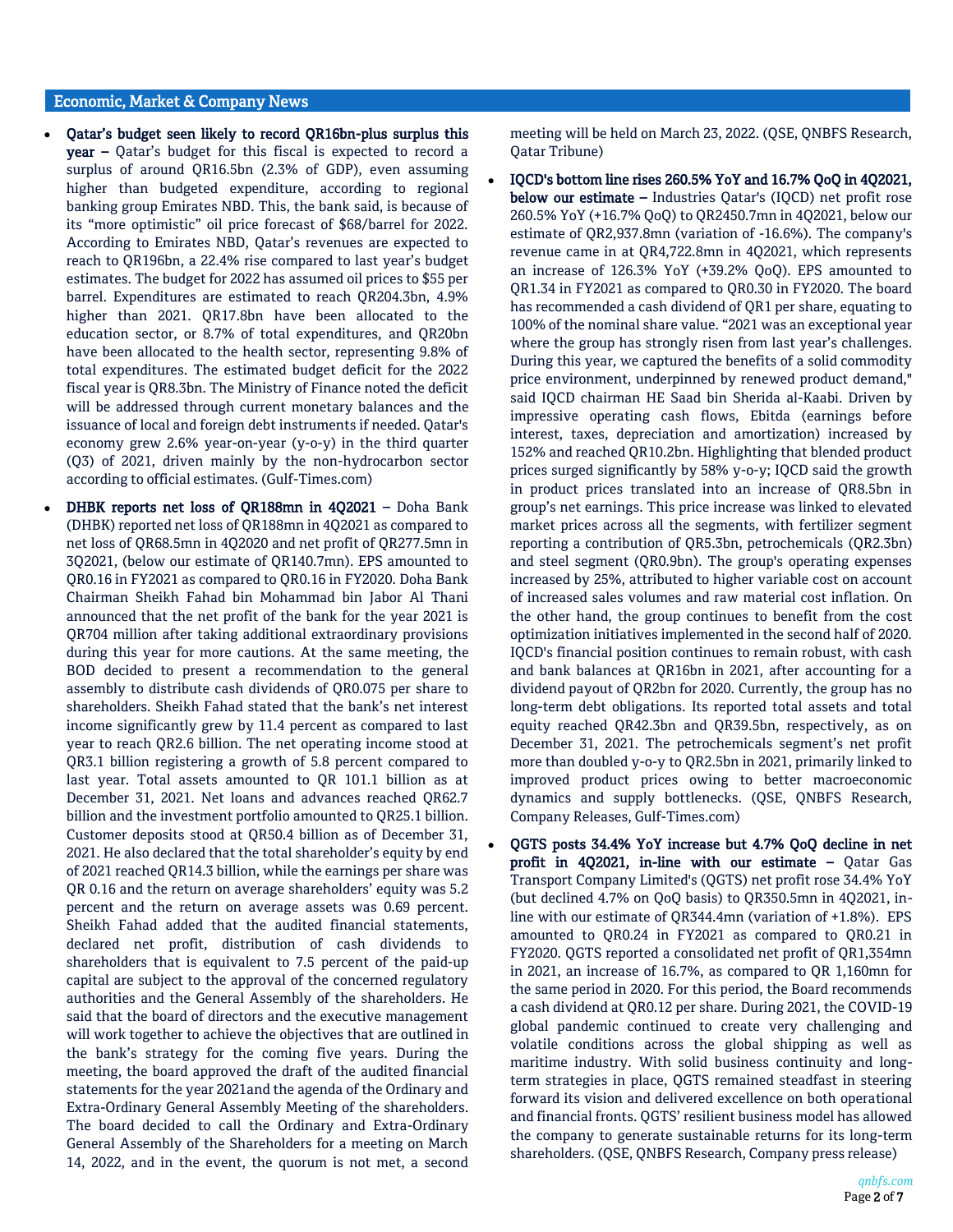## Economic, Market & Company News

- **Qatar's budget seen likely to record QR16bn-plus surplus this year –** Qatar's budget for this fiscal is expected to record a surplus of around QR16.5bn (2.3% of GDP), even assuming higher than budgeted expenditure, according to regional banking group Emirates NBD. This, the bank said, is because of its "more optimistic" oil price forecast of $68/barrel for 2022. According to Emirates NBD, Qatar's revenues are expected to reach to QR196bn, a 22.4% rise compared to last year's budget estimates. The budget for 2022 has assumed oil prices to $55 per barrel. Expenditures are estimated to reach QR204.3bn, 4.9% higher than 2021. QR17.8bn have been allocated to the education sector, or 8.7% of total expenditures, and QR20bn have been allocated to the health sector, representing 9.8% of total expenditures. The estimated budget deficit for the 2022 fiscal year is QR8.3bn. The Ministry of Finance noted the deficit will be addressed through current monetary balances and the issuance of local and foreign debt instruments if needed. Qatar's economy grew 2.6% year-on-year (y-o-y) in the third quarter (Q3) of 2021, driven mainly by the non-hydrocarbon sector according to official estimates. (Gulf-Times.com)

- **DHBK reports net loss of QR188mn in 4Q2021 –** Doha Bank (DHBK) reported net loss of QR188mn in 4Q2021 as compared to net loss of QR68.5mn in 4Q2020 and net profit of QR277.5mn in 3Q2021, (below our estimate of QR140.7mn). EPS amounted to QR0.16 in FY2021 as compared to QR0.16 in FY2020. Doha Bank Chairman Sheikh Fahad bin Mohammad bin Jabor Al Thani announced that the net profit of the bank for the year 2021 is QR704 million after taking additional extraordinary provisions during this year for more cautions. At the same meeting, the BOD decided to present a recommendation to the general assembly to distribute cash dividends of QR0.075 per share to shareholders. Sheikh Fahad stated that the bank's net interest income significantly grew by 11.4 percent as compared to last year to reach QR2.6 billion. The net operating income stood at QR3.1 billion registering a growth of 5.8 percent compared to last year. Total assets amounted to QR 101.1 billion as at December 31, 2021. Net loans and advances reached QR62.7 billion and the investment portfolio amounted to QR25.1 billion. Customer deposits stood at QR50.4 billion as of December 31, 2021. He also declared that the total shareholder's equity by end of 2021 reached QR14.3 billion, while the earnings per share was QR 0.16 and the return on average shareholders' equity was 5.2 percent and the return on average assets was 0.69 percent. Sheikh Fahad added that the audited financial statements, declared net profit, distribution of cash dividends to shareholders that is equivalent to 7.5 percent of the paid-up capital are subject to the approval of the concerned regulatory authorities and the General Assembly of the shareholders. He said that the board of directors and the executive management will work together to achieve the objectives that are outlined in the bank's strategy for the coming five years. During the meeting, the board approved the draft of the audited financial statements for the year 2021and the agenda of the Ordinary and Extra-Ordinary General Assembly Meeting of the shareholders. The board decided to call the Ordinary and Extra-Ordinary General Assembly of the Shareholders for a meeting on March 14, 2022, and in the event, the quorum is not met, a second meeting will be held on March 23, 2022. (QSE, QNBFS Research, Qatar Tribune)

- **IQCD's bottom line rises 260.5% YoY and 16.7% QoQ in 4Q2021, below our estimate –** Industries Qatar's (IQCD) net profit rose 260.5% YoY (+16.7% QoQ) to QR2450.7mn in 4Q2021, below our estimate of QR2,937.8mn (variation of -16.6%). The company's revenue came in at QR4,722.8mn in 4Q2021, which represents an increase of 126.3% YoY (+39.2% QoQ). EPS amounted to QR1.34 in FY2021 as compared to QR0.30 in FY2020. The board has recommended a cash dividend of QR1 per share, equating to 100% of the nominal share value. "2021 was an exceptional year where the group has strongly risen from last year's challenges. During this year, we captured the benefits of a solid commodity price environment, underpinned by renewed product demand," said IQCD chairman HE Saad bin Sherida al-Kaabi. Driven by impressive operating cash flows, Ebitda (earnings before interest, taxes, depreciation and amortization) increased by 152% and reached QR10.2bn. Highlighting that blended product prices surged significantly by 58% y-o-y; IQCD said the growth in product prices translated into an increase of QR8.5bn in group's net earnings. This price increase was linked to elevated market prices across all the segments, with fertilizer segment reporting a contribution of QR5.3bn, petrochemicals (QR2.3bn) and steel segment (QR0.9bn). The group's operating expenses increased by 25%, attributed to higher variable cost on account of increased sales volumes and raw material cost inflation. On the other hand, the group continues to benefit from the cost optimization initiatives implemented in the second half of 2020. IQCD's financial position continues to remain robust, with cash and bank balances at QR16bn in 2021, after accounting for a dividend payout of QR2bn for 2020. Currently, the group has no long-term debt obligations. Its reported total assets and total equity reached QR42.3bn and QR39.5bn, respectively, as on December 31, 2021. The petrochemicals segment's net profit more than doubled y-o-y to QR2.5bn in 2021, primarily linked to improved product prices owing to better macroeconomic dynamics and supply bottlenecks. (QSE, QNBFS Research, Company Releases, Gulf-Times.com)

- **QGTS posts 34.4% YoY increase but 4.7% QoQ decline in net profit in 4Q2021, in-line with our estimate –** Qatar Gas Transport Company Limited's (QGTS) net profit rose 34.4% YoY (but declined 4.7% on QoQ basis) to QR350.5mn in 4Q2021, in-line with our estimate of QR344.4mn (variation of +1.8%). EPS amounted to QR0.24 in FY2021 as compared to QR0.21 in FY2020. QGTS reported a consolidated net profit of QR1,354mn in 2021, an increase of 16.7%, as compared to QR 1,160mn for the same period in 2020. For this period, the Board recommends a cash dividend at QR0.12 per share. During 2021, the COVID-19 global pandemic continued to create very challenging and volatile conditions across the global shipping as well as maritime industry. With solid business continuity and long-term strategies in place, QGTS remained steadfast in steering forward its vision and delivered excellence on both operational and financial fronts. QGTS' resilient business model has allowed the company to generate sustainable returns for its long-term shareholders. (QSE, QNBFS Research, Company press release)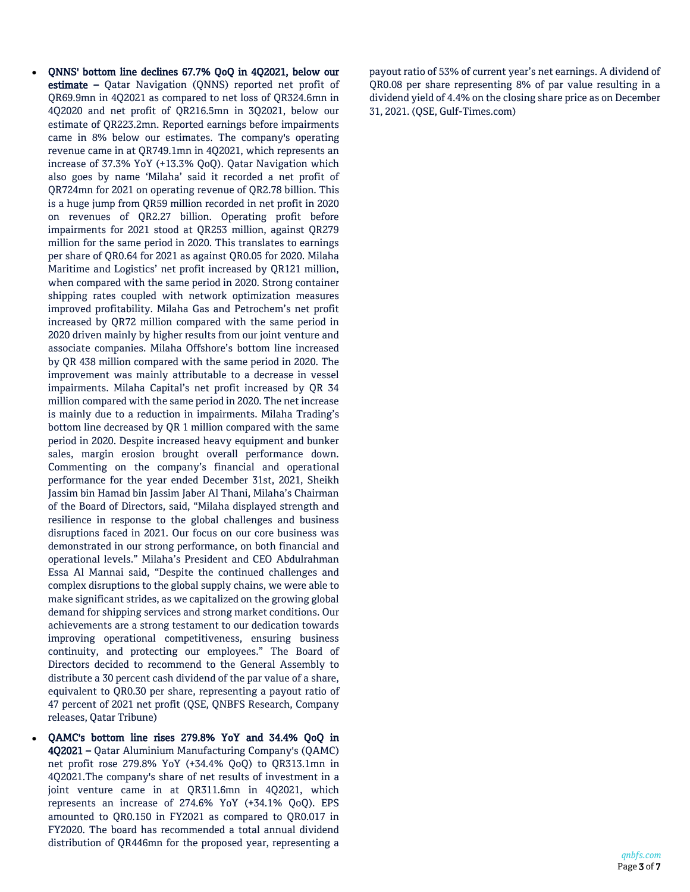- **QNNS' bottom line declines 67.7% QoQ in 4Q2021, below our estimate –** Qatar Navigation (QNNS) reported net profit of QR69.9mn in 4Q2021 as compared to net loss of QR324.6mn in 4Q2020 and net profit of QR216.5mn in 3Q2021, below our estimate of QR223.2mn. Reported earnings before impairments came in 8% below our estimates. The company's operating revenue came in at QR749.1mn in 4Q2021, which represents an increase of 37.3% YoY (+13.3% QoQ). Qatar Navigation which also goes by name 'Milaha' said it recorded a net profit of QR724mn for 2021 on operating revenue of QR2.78 billion. This is a huge jump from QR59 million recorded in net profit in 2020 on revenues of QR2.27 billion. Operating profit before impairments for 2021 stood at QR253 million, against QR279 million for the same period in 2020. This translates to earnings per share of QR0.64 for 2021 as against QR0.05 for 2020. Milaha Maritime and Logistics' net profit increased by QR121 million, when compared with the same period in 2020. Strong container shipping rates coupled with network optimization measures improved profitability. Milaha Gas and Petrochem's net profit increased by QR72 million compared with the same period in 2020 driven mainly by higher results from our joint venture and associate companies. Milaha Offshore's bottom line increased by QR 438 million compared with the same period in 2020. The improvement was mainly attributable to a decrease in vessel impairments. Milaha Capital's net profit increased by QR 34 million compared with the same period in 2020. The net increase is mainly due to a reduction in impairments. Milaha Trading's bottom line decreased by QR 1 million compared with the same period in 2020. Despite increased heavy equipment and bunker sales, margin erosion brought overall performance down. Commenting on the company's financial and operational performance for the year ended December 31st, 2021, Sheikh Jassim bin Hamad bin Jassim Jaber Al Thani, Milaha's Chairman of the Board of Directors, said, "Milaha displayed strength and resilience in response to the global challenges and business disruptions faced in 2021. Our focus on our core business was demonstrated in our strong performance, on both financial and operational levels." Milaha's President and CEO Abdulrahman Essa Al Mannai said, "Despite the continued challenges and complex disruptions to the global supply chains, we were able to make significant strides, as we capitalized on the growing global demand for shipping services and strong market conditions. Our achievements are a strong testament to our dedication towards improving operational competitiveness, ensuring business continuity, and protecting our employees." The Board of Directors decided to recommend to the General Assembly to distribute a 30 percent cash dividend of the par value of a share, equivalent to QR0.30 per share, representing a payout ratio of 47 percent of 2021 net profit (QSE, QNBFS Research, Company releases, Qatar Tribune)

- **QAMC's bottom line rises 279.8% YoY and 34.4% QoQ in 4Q2021 –** Qatar Aluminium Manufacturing Company's (QAMC) net profit rose 279.8% YoY (+34.4% QoQ) to QR313.1mn in 4Q2021.The company's share of net results of investment in a joint venture came in at QR311.6mn in 4Q2021, which represents an increase of 274.6% YoY (+34.1% QoQ). EPS amounted to QR0.150 in FY2021 as compared to QR0.017 in FY2020. The board has recommended a total annual dividend distribution of QR446mn for the proposed year, representing a payout ratio of 53% of current year's net earnings. A dividend of QR0.08 per share representing 8% of par value resulting in a dividend yield of 4.4% on the closing share price as on December 31, 2021. (QSE, Gulf-Times.com)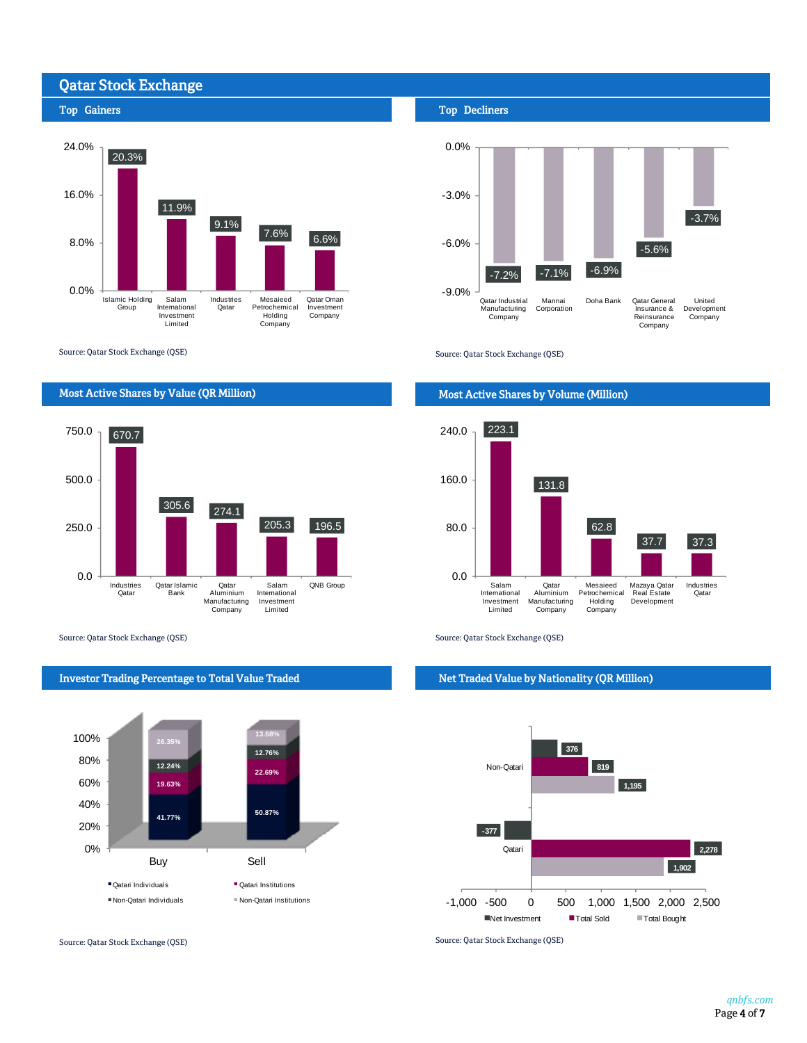# Qatar Stock Exchange

## Top Gainers

| Company | Change |
|---|---|
| Islamic Holding Group | 20.3% |
| Salam International Investment Limited | 11.9% |
| Industries Qatar | 9.1% |
| Mesaieed Petrochemical Holding Company | 7.6% |
| Qatar Oman Investment Company | 6.6% |

Source: Qatar Stock Exchange (QSE)

## Top Decliners

| Company | Change |
|---|---|
| Qatar Industrial Manufacturing Company | -7.2% |
| Mannai Corporation | -7.1% |
| Doha Bank | -6.9% |
| Qatar General Insurance & Reinsurance Company | -5.6% |
| United Development Company | -3.7% |

Source: Qatar Stock Exchange (QSE)

## Most Active Shares by Value (QR Million)

| Company | Value |
|---|---|
| Industries Qatar | 670.7 |
| Qatar Islamic Bank | 305.6 |
| Qatar Aluminium Manufacturing Company | 274.1 |
| Salam International Investment Limited | 205.3 |
| QNB Group | 196.5 |

Source: Qatar Stock Exchange (QSE)

## Most Active Shares by Volume (Million)

| Company | Volume |
|---|---|
| Salam International Investment Limited | 223.1 |
| Qatar Aluminium Manufacturing Company | 131.8 |
| Mesaieed Petrochemical Holding Company | 62.8 |
| Mazaya Qatar Real Estate Development | 37.7 |
| Industries Qatar | 37.3 |

Source: Qatar Stock Exchange (QSE)

## Investor Trading Percentage to Total Value Traded

| | Buy | Sell |
|---|---|---|
| Qatari Individuals | 41.77% | 50.87% |
| Qatari Institutions | 19.63% | 22.69% |
| Non-Qatari Individuals | 12.24% | 12.76% |
| Non-Qatari Institutions | 26.35% | 13.68% |

Source: Qatar Stock Exchange (QSE)

## Net Traded Value by Nationality (QR Million)

| | Net Investment | Total Sold | Total Bought |
|---|---|---|---|
| Non-Qatari | 376 | 819 | 1,195 |
| Qatari | -377 | 2,278 | 1,902 |

Source: Qatar Stock Exchange (QSE)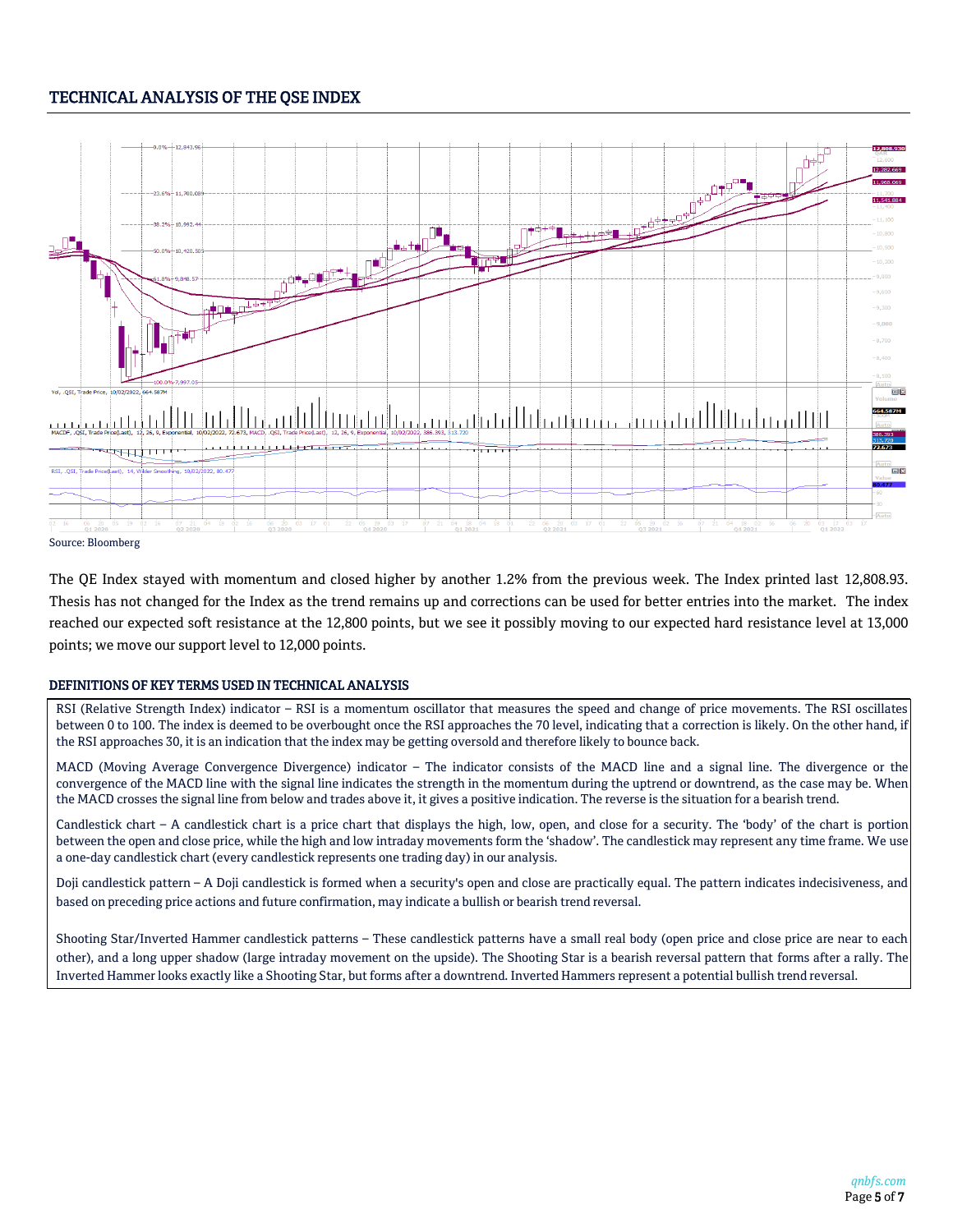## TECHNICAL ANALYSIS OF THE QSE INDEX

Source: Bloomberg

The QE Index stayed with momentum and closed higher by another 1.2% from the previous week. The Index printed last 12,808.93. Thesis has not changed for the Index as the trend remains up and corrections can be used for better entries into the market. The index reached our expected soft resistance at the 12,800 points, but we see it possibly moving to our expected hard resistance level at 13,000 points; we move our support level to 12,000 points.

### DEFINITIONS OF KEY TERMS USED IN TECHNICAL ANALYSIS

RSI (Relative Strength Index) indicator – RSI is a momentum oscillator that measures the speed and change of price movements. The RSI oscillates between 0 to 100. The index is deemed to be overbought once the RSI approaches the 70 level, indicating that a correction is likely. On the other hand, if the RSI approaches 30, it is an indication that the index may be getting oversold and therefore likely to bounce back.

MACD (Moving Average Convergence Divergence) indicator – The indicator consists of the MACD line and a signal line. The divergence or the convergence of the MACD line with the signal line indicates the strength in the momentum during the uptrend or downtrend, as the case may be. When the MACD crosses the signal line from below and trades above it, it gives a positive indication. The reverse is the situation for a bearish trend.

Candlestick chart – A candlestick chart is a price chart that displays the high, low, open, and close for a security. The 'body' of the chart is portion between the open and close price, while the high and low intraday movements form the 'shadow'. The candlestick may represent any time frame. We use a one-day candlestick chart (every candlestick represents one trading day) in our analysis.

Doji candlestick pattern – A Doji candlestick is formed when a security's open and close are practically equal. The pattern indicates indecisiveness, and based on preceding price actions and future confirmation, may indicate a bullish or bearish trend reversal.

Shooting Star/Inverted Hammer candlestick patterns – These candlestick patterns have a small real body (open price and close price are near to each other), and a long upper shadow (large intraday movement on the upside). The Shooting Star is a bearish reversal pattern that forms after a rally. The Inverted Hammer looks exactly like a Shooting Star, but forms after a downtrend. Inverted Hammers represent a potential bullish trend reversal.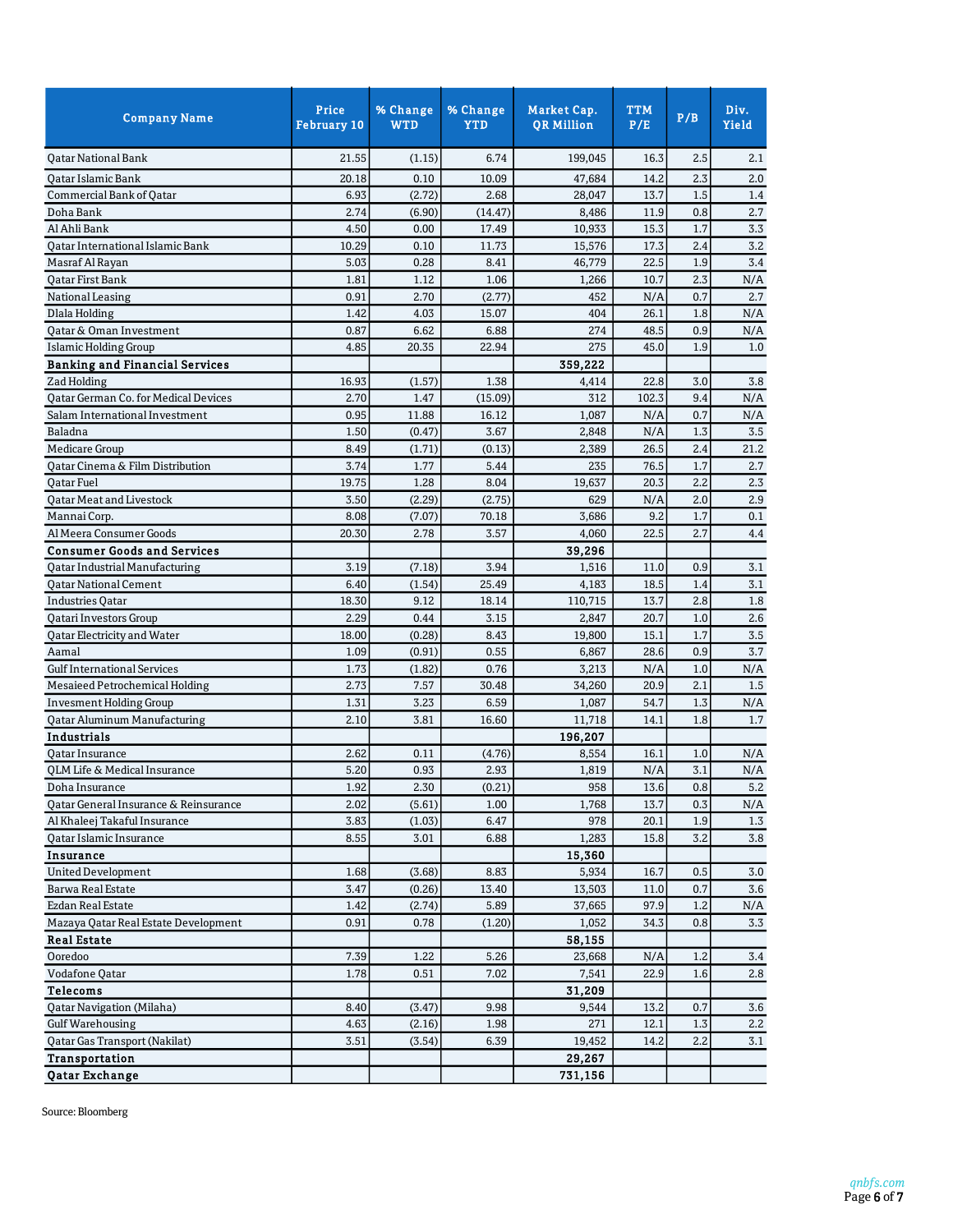| Company Name | Price February 10 | % Change WTD | % Change YTD | Market Cap. QR Million | TTM P/E | P/B | Div. Yield |
|---|---|---|---|---|---|---|---|
| Qatar National Bank | 21.55 | (1.15) | 6.74 | 199,045 | 16.3 | 2.5 | 2.1 |
| Qatar Islamic Bank | 20.18 | 0.10 | 10.09 | 47,684 | 14.2 | 2.3 | 2.0 |
| Commercial Bank of Qatar | 6.93 | (2.72) | 2.68 | 28,047 | 13.7 | 1.5 | 1.4 |
| Doha Bank | 2.74 | (6.90) | (14.47) | 8,486 | 11.9 | 0.8 | 2.7 |
| Al Ahli Bank | 4.50 | 0.00 | 17.49 | 10,933 | 15.3 | 1.7 | 3.3 |
| Qatar International Islamic Bank | 10.29 | 0.10 | 11.73 | 15,576 | 17.3 | 2.4 | 3.2 |
| Masraf Al Rayan | 5.03 | 0.28 | 8.41 | 46,779 | 22.5 | 1.9 | 3.4 |
| Qatar First Bank | 1.81 | 1.12 | 1.06 | 1,266 | 10.7 | 2.3 | N/A |
| National Leasing | 0.91 | 2.70 | (2.77) | 452 | N/A | 0.7 | 2.7 |
| Dlala Holding | 1.42 | 4.03 | 15.07 | 404 | 26.1 | 1.8 | N/A |
| Qatar & Oman Investment | 0.87 | 6.62 | 6.88 | 274 | 48.5 | 0.9 | N/A |
| Islamic Holding Group | 4.85 | 20.35 | 22.94 | 275 | 45.0 | 1.9 | 1.0 |
| **Banking and Financial Services** | | | | **359,222** | | | |
| Zad Holding | 16.93 | (1.57) | 1.38 | 4,414 | 22.8 | 3.0 | 3.8 |
| Qatar German Co. for Medical Devices | 2.70 | 1.47 | (15.09) | 312 | 102.3 | 9.4 | N/A |
| Salam International Investment | 0.95 | 11.88 | 16.12 | 1,087 | N/A | 0.7 | N/A |
| Baladna | 1.50 | (0.47) | 3.67 | 2,848 | N/A | 1.3 | 3.5 |
| Medicare Group | 8.49 | (1.71) | (0.13) | 2,389 | 26.5 | 2.4 | 21.2 |
| Qatar Cinema & Film Distribution | 3.74 | 1.77 | 5.44 | 235 | 76.5 | 1.7 | 2.7 |
| Qatar Fuel | 19.75 | 1.28 | 8.04 | 19,637 | 20.3 | 2.2 | 2.3 |
| Qatar Meat and Livestock | 3.50 | (2.29) | (2.75) | 629 | N/A | 2.0 | 2.9 |
| Mannai Corp. | 8.08 | (7.07) | 70.18 | 3,686 | 9.2 | 1.7 | 0.1 |
| Al Meera Consumer Goods | 20.30 | 2.78 | 3.57 | 4,060 | 22.5 | 2.7 | 4.4 |
| **Consumer Goods and Services** | | | | **39,296** | | | |
| Qatar Industrial Manufacturing | 3.19 | (7.18) | 3.94 | 1,516 | 11.0 | 0.9 | 3.1 |
| Qatar National Cement | 6.40 | (1.54) | 25.49 | 4,183 | 18.5 | 1.4 | 3.1 |
| Industries Qatar | 18.30 | 9.12 | 18.14 | 110,715 | 13.7 | 2.8 | 1.8 |
| Qatari Investors Group | 2.29 | 0.44 | 3.15 | 2,847 | 20.7 | 1.0 | 2.6 |
| Qatar Electricity and Water | 18.00 | (0.28) | 8.43 | 19,800 | 15.1 | 1.7 | 3.5 |
| Aamal | 1.09 | (0.91) | 0.55 | 6,867 | 28.6 | 0.9 | 3.7 |
| Gulf International Services | 1.73 | (1.82) | 0.76 | 3,213 | N/A | 1.0 | N/A |
| Mesaieed Petrochemical Holding | 2.73 | 7.57 | 30.48 | 34,260 | 20.9 | 2.1 | 1.5 |
| Invesment Holding Group | 1.31 | 3.23 | 6.59 | 1,087 | 54.7 | 1.3 | N/A |
| Qatar Aluminum Manufacturing | 2.10 | 3.81 | 16.60 | 11,718 | 14.1 | 1.8 | 1.7 |
| **Industrials** | | | | **196,207** | | | |
| Qatar Insurance | 2.62 | 0.11 | (4.76) | 8,554 | 16.1 | 1.0 | N/A |
| QLM Life & Medical Insurance | 5.20 | 0.93 | 2.93 | 1,819 | N/A | 3.1 | N/A |
| Doha Insurance | 1.92 | 2.30 | (0.21) | 958 | 13.6 | 0.8 | 5.2 |
| Qatar General Insurance & Reinsurance | 2.02 | (5.61) | 1.00 | 1,768 | 13.7 | 0.3 | N/A |
| Al Khaleej Takaful Insurance | 3.83 | (1.03) | 6.47 | 978 | 20.1 | 1.9 | 1.3 |
| Qatar Islamic Insurance | 8.55 | 3.01 | 6.88 | 1,283 | 15.8 | 3.2 | 3.8 |
| **Insurance** | | | | **15,360** | | | |
| United Development | 1.68 | (3.68) | 8.83 | 5,934 | 16.7 | 0.5 | 3.0 |
| Barwa Real Estate | 3.47 | (0.26) | 13.40 | 13,503 | 11.0 | 0.7 | 3.6 |
| Ezdan Real Estate | 1.42 | (2.74) | 5.89 | 37,665 | 97.9 | 1.2 | N/A |
| Mazaya Qatar Real Estate Development | 0.91 | 0.78 | (1.20) | 1,052 | 34.3 | 0.8 | 3.3 |
| **Real Estate** | | | | **58,155** | | | |
| Ooredoo | 7.39 | 1.22 | 5.26 | 23,668 | N/A | 1.2 | 3.4 |
| Vodafone Qatar | 1.78 | 0.51 | 7.02 | 7,541 | 22.9 | 1.6 | 2.8 |
| **Telecoms** | | | | **31,209** | | | |
| Qatar Navigation (Milaha) | 8.40 | (3.47) | 9.98 | 9,544 | 13.2 | 0.7 | 3.6 |
| Gulf Warehousing | 4.63 | (2.16) | 1.98 | 271 | 12.1 | 1.3 | 2.2 |
| Qatar Gas Transport (Nakilat) | 3.51 | (3.54) | 6.39 | 19,452 | 14.2 | 2.2 | 3.1 |
| **Transportation** | | | | **29,267** | | | |
| **Qatar Exchange** | | | | **731,156** | | | |

Source: Bloomberg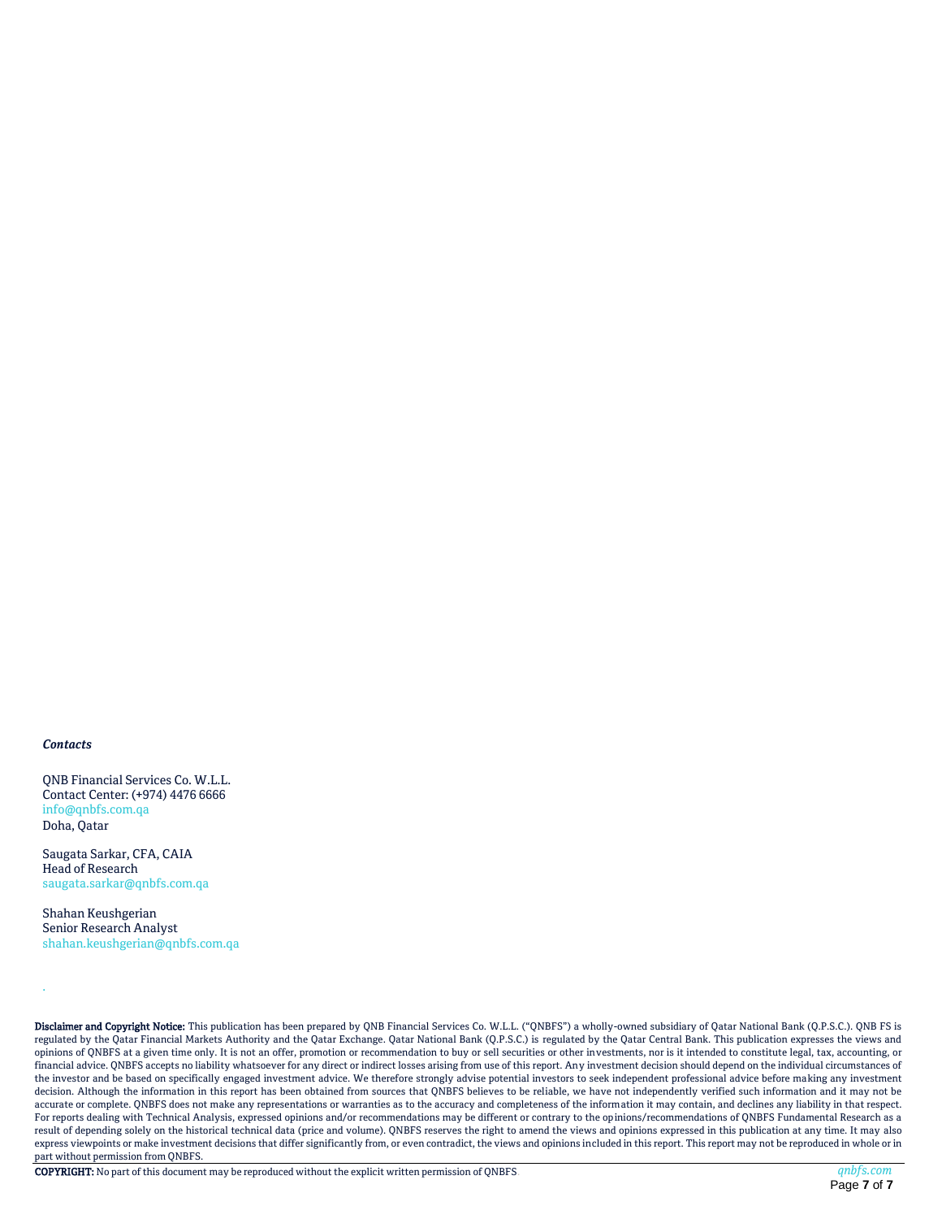***Contacts***

QNB Financial Services Co. W.L.L.
Contact Center: (+974) 4476 6666
info@qnbfs.com.qa
Doha, Qatar

Saugata Sarkar, CFA, CAIA
Head of Research
saugata.sarkar@qnbfs.com.qa

Shahan Keushgerian
Senior Research Analyst
shahan.keushgerian@qnbfs.com.qa

**Disclaimer and Copyright Notice:** This publication has been prepared by QNB Financial Services Co. W.L.L. ("QNBFS") a wholly-owned subsidiary of Qatar National Bank (Q.P.S.C.). QNB FS is regulated by the Qatar Financial Markets Authority and the Qatar Exchange. Qatar National Bank (Q.P.S.C.) is regulated by the Qatar Central Bank. This publication expresses the views and opinions of QNBFS at a given time only. It is not an offer, promotion or recommendation to buy or sell securities or other investments, nor is it intended to constitute legal, tax, accounting, or financial advice. QNBFS accepts no liability whatsoever for any direct or indirect losses arising from use of this report. Any investment decision should depend on the individual circumstances of the investor and be based on specifically engaged investment advice. We therefore strongly advise potential investors to seek independent professional advice before making any investment decision. Although the information in this report has been obtained from sources that QNBFS believes to be reliable, we have not independently verified such information and it may not be accurate or complete. QNBFS does not make any representations or warranties as to the accuracy and completeness of the information it may contain, and declines any liability in that respect. For reports dealing with Technical Analysis, expressed opinions and/or recommendations may be different or contrary to the opinions/recommendations of QNBFS Fundamental Research as a result of depending solely on the historical technical data (price and volume). QNBFS reserves the right to amend the views and opinions expressed in this publication at any time. It may also express viewpoints or make investment decisions that differ significantly from, or even contradict, the views and opinions included in this report. This report may not be reproduced in whole or in part without permission from QNBFS.

**COPYRIGHT:** No part of this document may be reproduced without the explicit written permission of QNBFS

*qnbfs.com*